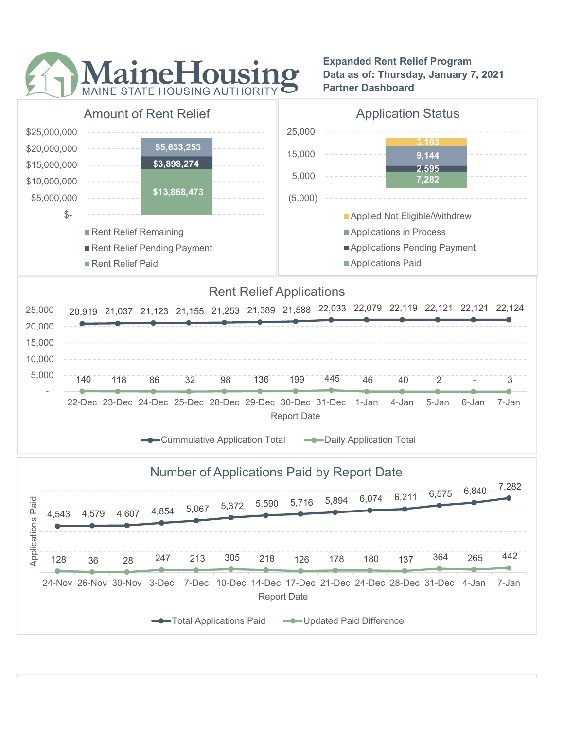# MaineHousing
MAINE STATE HOUSING AUTHORITY

**Expanded Rent Relief Program**
**Data as of: Thursday, January 7, 2021**
**Partner Dashboard**

## Amount of Rent Relief

| Category | Amount |
| --- | --- |
| Rent Relief Remaining | $5,633,253 |
| Rent Relief Pending Payment | $3,898,274 |
| Rent Relief Paid | $13,868,473 |

## Application Status

| Category | Count |
| --- | --- |
| Applied Not Eligible/Withdrew | 3,103 |
| Applications in Process | 9,144 |
| Applications Pending Payment | 2,595 |
| Applications Paid | 7,282 |

## Rent Relief Applications

| Report Date | Cummulative Application Total | Daily Application Total |
| --- | --- | --- |
| 22-Dec | 20,919 | 140 |
| 23-Dec | 21,037 | 118 |
| 24-Dec | 21,123 | 86 |
| 25-Dec | 21,155 | 32 |
| 28-Dec | 21,253 | 98 |
| 29-Dec | 21,389 | 136 |
| 30-Dec | 21,588 | 199 |
| 31-Dec | 22,033 | 445 |
| 1-Jan | 22,079 | 46 |
| 4-Jan | 22,119 | 40 |
| 5-Jan | 22,121 | 2 |
| 6-Jan | 22,121 | - |
| 7-Jan | 22,124 | 3 |

## Number of Applications Paid by Report Date

| Report Date | Total Applications Paid | Updated Paid Difference |
| --- | --- | --- |
| 24-Nov | 4,543 | 128 |
| 26-Nov | 4,579 | 36 |
| 30-Nov | 4,607 | 28 |
| 3-Dec | 4,854 | 247 |
| 7-Dec | 5,067 | 213 |
| 10-Dec | 5,372 | 305 |
| 14-Dec | 5,590 | 218 |
| 17-Dec | 5,716 | 126 |
| 21-Dec | 5,894 | 178 |
| 24-Dec | 6,074 | 180 |
| 28-Dec | 6,211 | 137 |
| 31-Dec | 6,575 | 364 |
| 4-Jan | 6,840 | 265 |
| 7-Jan | 7,282 | 442 |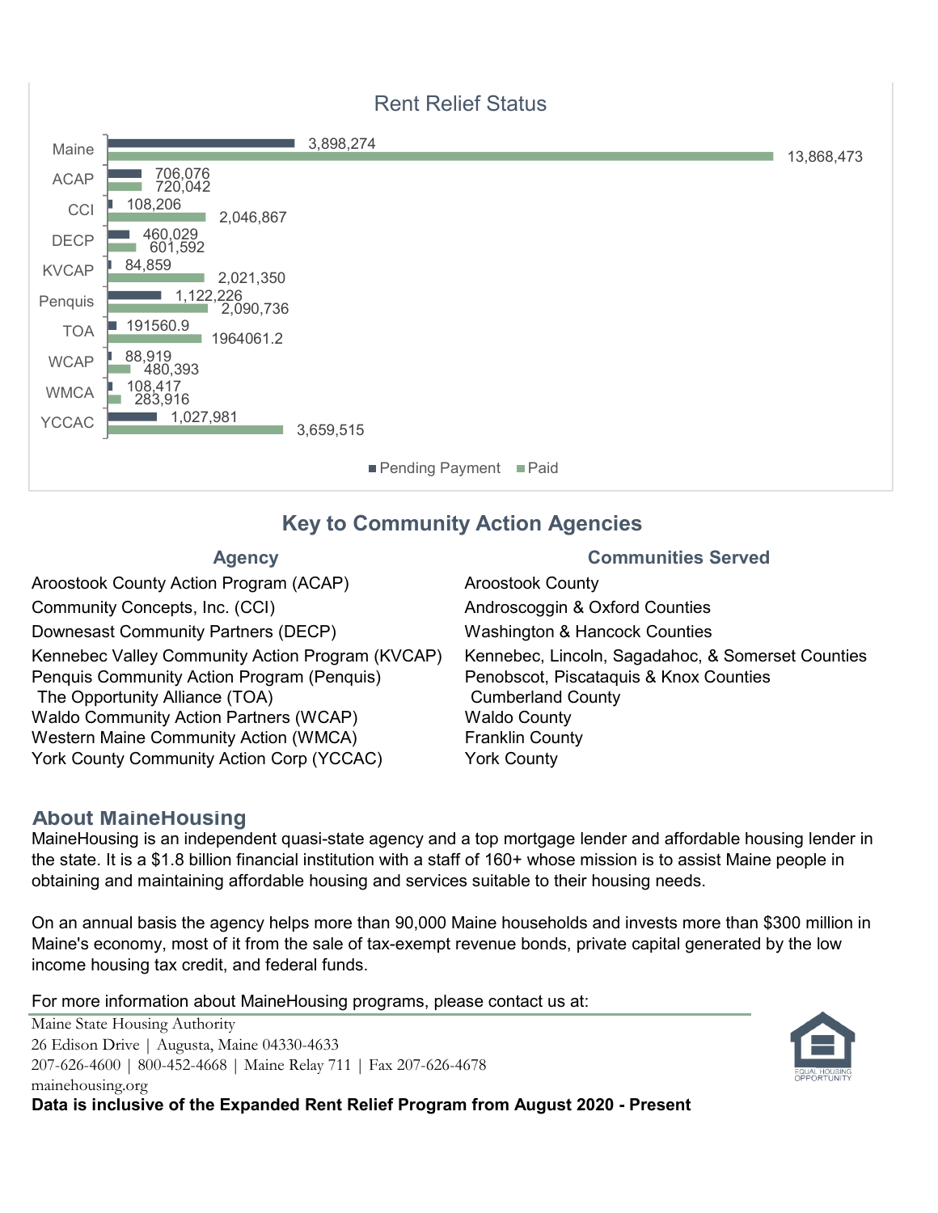Rent Relief Status

Maine 3,898,274 13,868,473
ACAP 706,076 720,042
CCI 108,206 2,046,867
DECP 460,029 601,592
KVCAP 84,859 2,021,350
Penquis 1,122,226 2,090,736
TOA 191560.9 1964061.2
WCAP 88,919 480,393
WMCA 108,417 283,916
YCCAC 1,027,981 3,659,515

Pending Payment   Paid

## Key to Community Action Agencies

| Agency | Communities Served |
|---|---|
| Aroostook County Action Program (ACAP) | Aroostook County |
| Community Concepts, Inc. (CCI) | Androscoggin & Oxford Counties |
| Downesast Community Partners (DECP) | Washington & Hancock Counties |
| Kennebec Valley Community Action Program (KVCAP) | Kennebec, Lincoln, Sagadahoc, & Somerset Counties |
| Penquis Community Action Program (Penquis) | Penobscot, Piscataquis & Knox Counties |
| The Opportunity Alliance (TOA) | Cumberland County |
| Waldo Community Action Partners (WCAP) | Waldo County |
| Western Maine Community Action (WMCA) | Franklin County |
| York County Community Action Corp (YCCAC) | York County |

## About MaineHousing

MaineHousing is an independent quasi-state agency and a top mortgage lender and affordable housing lender in the state. It is a $1.8 billion financial institution with a staff of 160+ whose mission is to assist Maine people in obtaining and maintaining affordable housing and services suitable to their housing needs.

On an annual basis the agency helps more than 90,000 Maine households and invests more than $300 million in Maine's economy, most of it from the sale of tax-exempt revenue bonds, private capital generated by the low income housing tax credit, and federal funds.

For more information about MaineHousing programs, please contact us at:

Maine State Housing Authority
26 Edison Drive | Augusta, Maine 04330-4633
207-626-4600 | 800-452-4668 | Maine Relay 711 | Fax 207-626-4678
mainehousing.org

EQUAL HOUSING OPPORTUNITY

**Data is inclusive of the Expanded Rent Relief Program from August 2020 - Present**